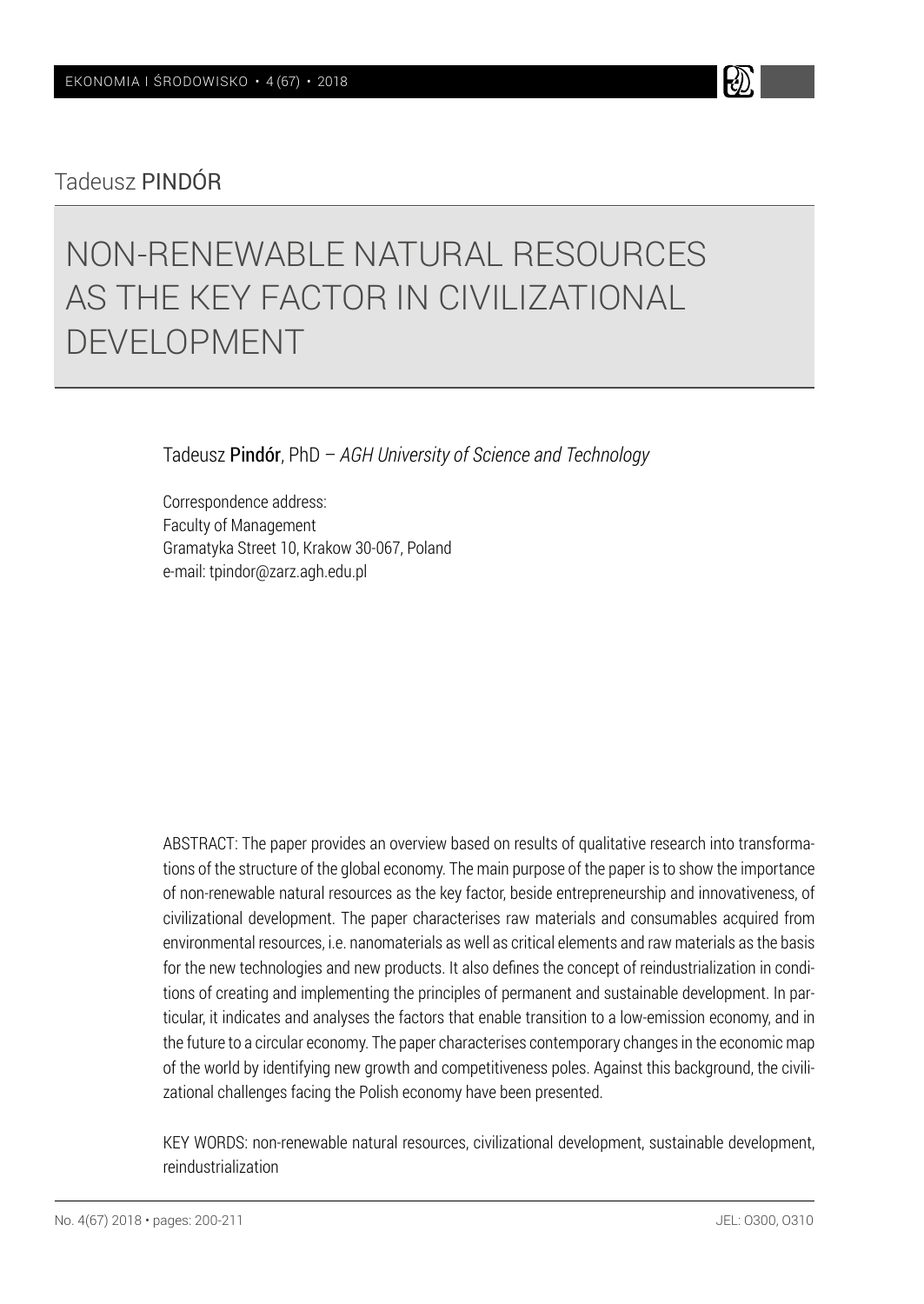Tadeusz PINDÓR

# NON-RENEWABLE NATURAL RESOURCES AS THE KEY FACTOR IN CIVILIZATIONAL DEVELOPMENT

Tadeusz **Pindór**, PhD – *AGH University of Science and Technology*

Correspondence address:
Faculty of Management
Gramatyka Street 10, Krakow 30-067, Poland
e-mail: tpindor@zarz.agh.edu.pl

ABSTRACT: The paper provides an overview based on results of qualitative research into transformations of the structure of the global economy. The main purpose of the paper is to show the importance of non-renewable natural resources as the key factor, beside entrepreneurship and innovativeness, of civilizational development. The paper characterises raw materials and consumables acquired from environmental resources, i.e. nanomaterials as well as critical elements and raw materials as the basis for the new technologies and new products. It also defines the concept of reindustrialization in conditions of creating and implementing the principles of permanent and sustainable development. In particular, it indicates and analyses the factors that enable transition to a low-emission economy, and in the future to a circular economy. The paper characterises contemporary changes in the economic map of the world by identifying new growth and competitiveness poles. Against this background, the civilizational challenges facing the Polish economy have been presented.

KEY WORDS: non-renewable natural resources, civilizational development, sustainable development, reindustrialization

JEL: O300, O310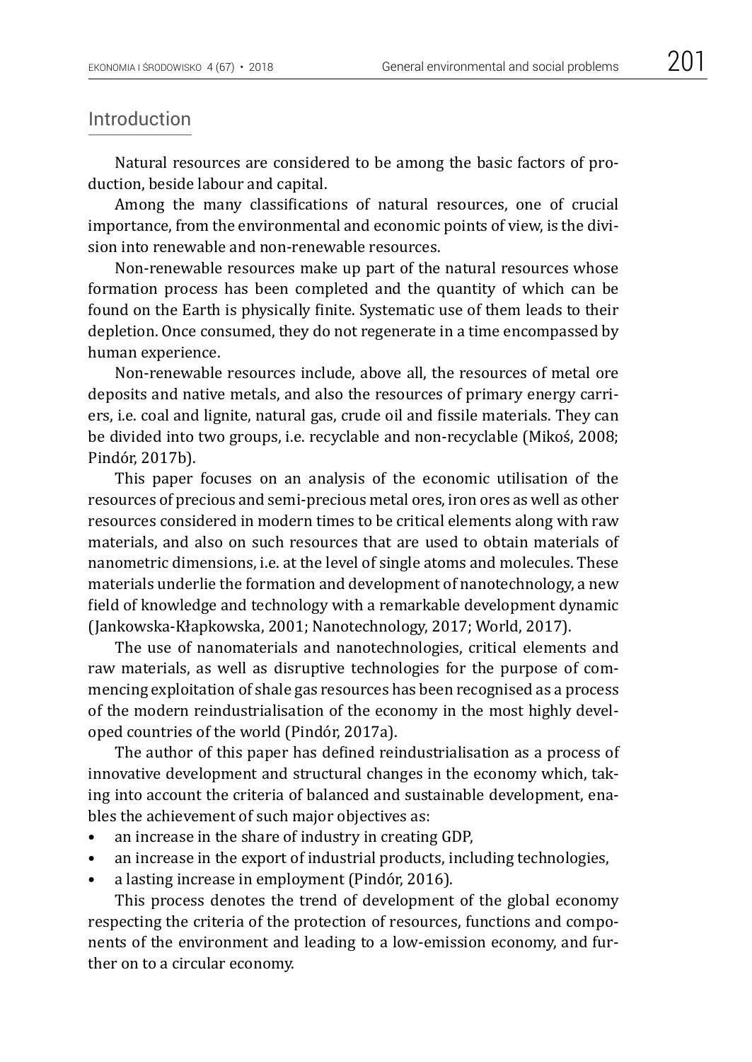## Introduction

Natural resources are considered to be among the basic factors of production, beside labour and capital.

Among the many classifications of natural resources, one of crucial importance, from the environmental and economic points of view, is the division into renewable and non-renewable resources.

Non-renewable resources make up part of the natural resources whose formation process has been completed and the quantity of which can be found on the Earth is physically finite. Systematic use of them leads to their depletion. Once consumed, they do not regenerate in a time encompassed by human experience.

Non-renewable resources include, above all, the resources of metal ore deposits and native metals, and also the resources of primary energy carriers, i.e. coal and lignite, natural gas, crude oil and fissile materials. They can be divided into two groups, i.e. recyclable and non-recyclable (Mikoś, 2008; Pindór, 2017b).

This paper focuses on an analysis of the economic utilisation of the resources of precious and semi-precious metal ores, iron ores as well as other resources considered in modern times to be critical elements along with raw materials, and also on such resources that are used to obtain materials of nanometric dimensions, i.e. at the level of single atoms and molecules. These materials underlie the formation and development of nanotechnology, a new field of knowledge and technology with a remarkable development dynamic (Jankowska-Kłapkowska, 2001; Nanotechnology, 2017; World, 2017).

The use of nanomaterials and nanotechnologies, critical elements and raw materials, as well as disruptive technologies for the purpose of commencing exploitation of shale gas resources has been recognised as a process of the modern reindustrialisation of the economy in the most highly developed countries of the world (Pindór, 2017a).

The author of this paper has defined reindustrialisation as a process of innovative development and structural changes in the economy which, taking into account the criteria of balanced and sustainable development, enables the achievement of such major objectives as:

- an increase in the share of industry in creating GDP,
- an increase in the export of industrial products, including technologies,
- a lasting increase in employment (Pindór, 2016).

This process denotes the trend of development of the global economy respecting the criteria of the protection of resources, functions and components of the environment and leading to a low-emission economy, and further on to a circular economy.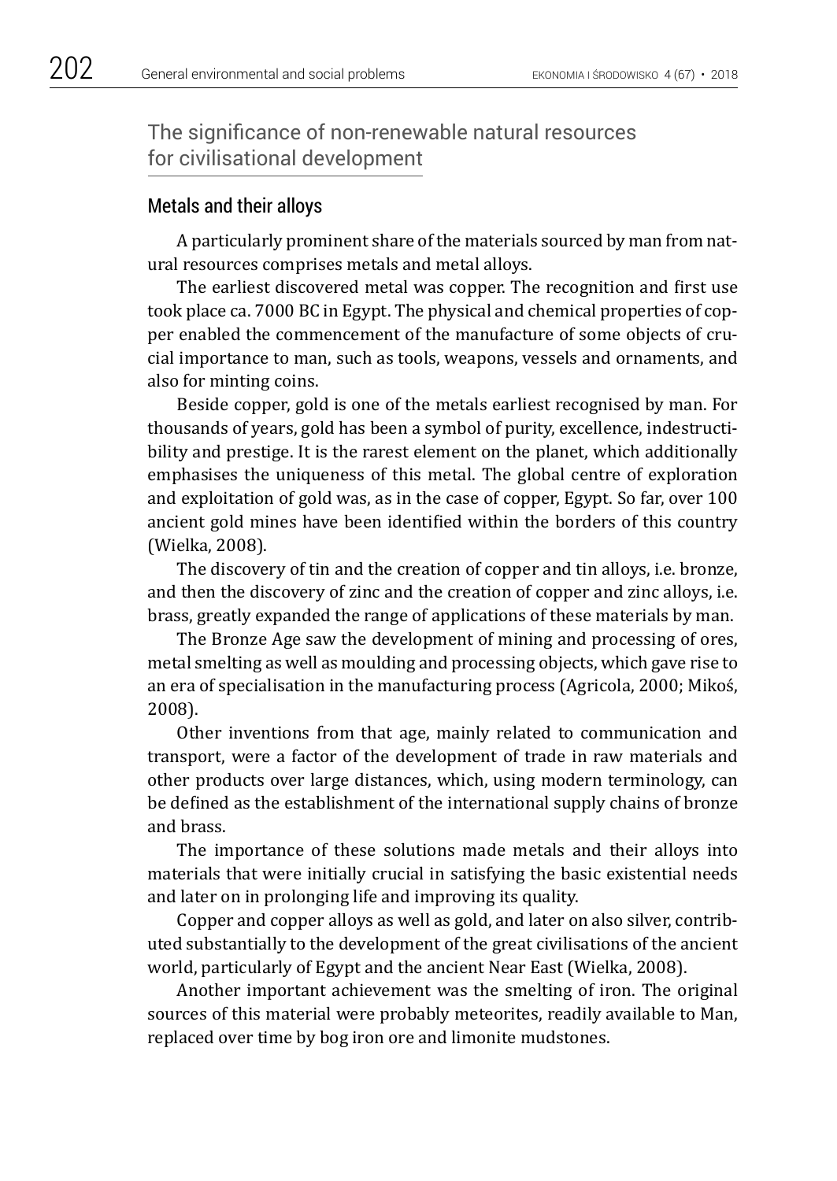## The significance of non-renewable natural resources for civilisational development

### Metals and their alloys

A particularly prominent share of the materials sourced by man from natural resources comprises metals and metal alloys.

The earliest discovered metal was copper. The recognition and first use took place ca. 7000 BC in Egypt. The physical and chemical properties of copper enabled the commencement of the manufacture of some objects of crucial importance to man, such as tools, weapons, vessels and ornaments, and also for minting coins.

Beside copper, gold is one of the metals earliest recognised by man. For thousands of years, gold has been a symbol of purity, excellence, indestructibility and prestige. It is the rarest element on the planet, which additionally emphasises the uniqueness of this metal. The global centre of exploration and exploitation of gold was, as in the case of copper, Egypt. So far, over 100 ancient gold mines have been identified within the borders of this country (Wielka, 2008).

The discovery of tin and the creation of copper and tin alloys, i.e. bronze, and then the discovery of zinc and the creation of copper and zinc alloys, i.e. brass, greatly expanded the range of applications of these materials by man.

The Bronze Age saw the development of mining and processing of ores, metal smelting as well as moulding and processing objects, which gave rise to an era of specialisation in the manufacturing process (Agricola, 2000; Mikoś, 2008).

Other inventions from that age, mainly related to communication and transport, were a factor of the development of trade in raw materials and other products over large distances, which, using modern terminology, can be defined as the establishment of the international supply chains of bronze and brass.

The importance of these solutions made metals and their alloys into materials that were initially crucial in satisfying the basic existential needs and later on in prolonging life and improving its quality.

Copper and copper alloys as well as gold, and later on also silver, contributed substantially to the development of the great civilisations of the ancient world, particularly of Egypt and the ancient Near East (Wielka, 2008).

Another important achievement was the smelting of iron. The original sources of this material were probably meteorites, readily available to Man, replaced over time by bog iron ore and limonite mudstones.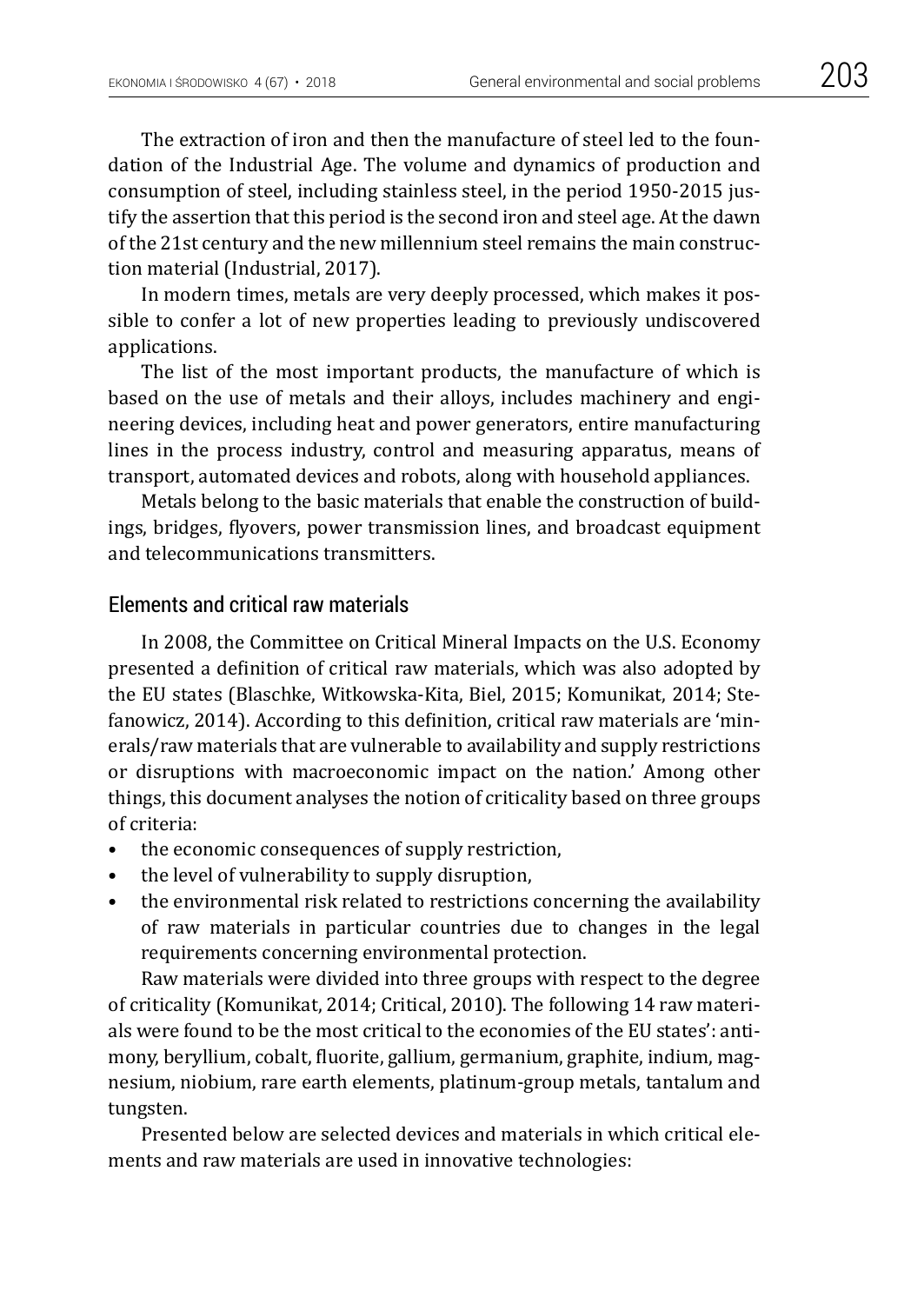The extraction of iron and then the manufacture of steel led to the foundation of the Industrial Age. The volume and dynamics of production and consumption of steel, including stainless steel, in the period 1950-2015 justify the assertion that this period is the second iron and steel age. At the dawn of the 21st century and the new millennium steel remains the main construction material (Industrial, 2017).

In modern times, metals are very deeply processed, which makes it possible to confer a lot of new properties leading to previously undiscovered applications.

The list of the most important products, the manufacture of which is based on the use of metals and their alloys, includes machinery and engineering devices, including heat and power generators, entire manufacturing lines in the process industry, control and measuring apparatus, means of transport, automated devices and robots, along with household appliances.

Metals belong to the basic materials that enable the construction of buildings, bridges, flyovers, power transmission lines, and broadcast equipment and telecommunications transmitters.

## Elements and critical raw materials

In 2008, the Committee on Critical Mineral Impacts on the U.S. Economy presented a definition of critical raw materials, which was also adopted by the EU states (Blaschke, Witkowska-Kita, Biel, 2015; Komunikat, 2014; Stefanowicz, 2014). According to this definition, critical raw materials are 'minerals/raw materials that are vulnerable to availability and supply restrictions or disruptions with macroeconomic impact on the nation.' Among other things, this document analyses the notion of criticality based on three groups of criteria:

- the economic consequences of supply restriction,
- the level of vulnerability to supply disruption,
- the environmental risk related to restrictions concerning the availability of raw materials in particular countries due to changes in the legal requirements concerning environmental protection.

Raw materials were divided into three groups with respect to the degree of criticality (Komunikat, 2014; Critical, 2010). The following 14 raw materials were found to be the most critical to the economies of the EU states': antimony, beryllium, cobalt, fluorite, gallium, germanium, graphite, indium, magnesium, niobium, rare earth elements, platinum-group metals, tantalum and tungsten.

Presented below are selected devices and materials in which critical elements and raw materials are used in innovative technologies: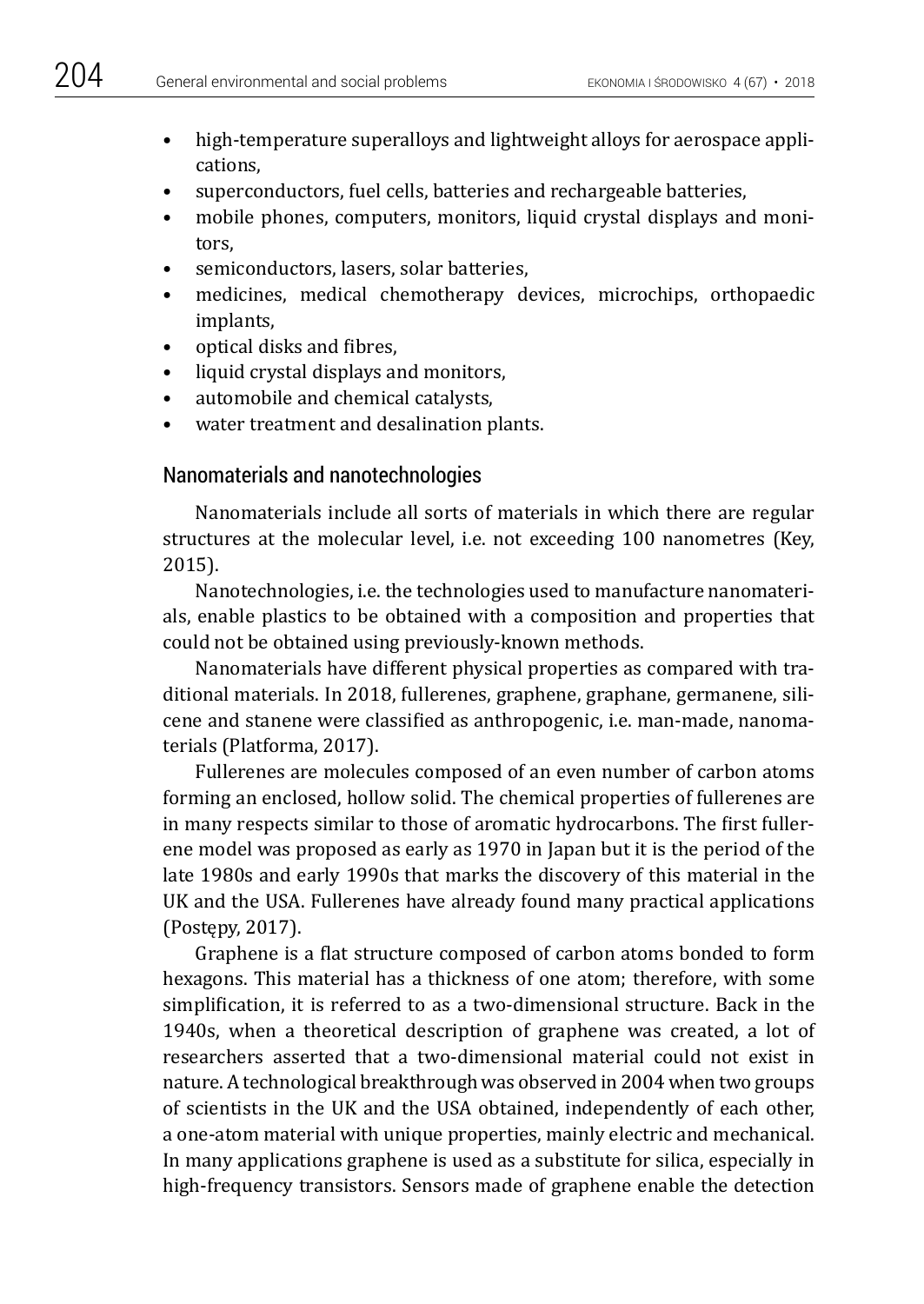- high-temperature superalloys and lightweight alloys for aerospace applications,
- superconductors, fuel cells, batteries and rechargeable batteries,
- mobile phones, computers, monitors, liquid crystal displays and monitors,
- semiconductors, lasers, solar batteries,
- medicines, medical chemotherapy devices, microchips, orthopaedic implants,
- optical disks and fibres,
- liquid crystal displays and monitors,
- automobile and chemical catalysts,
- water treatment and desalination plants.

## Nanomaterials and nanotechnologies

Nanomaterials include all sorts of materials in which there are regular structures at the molecular level, i.e. not exceeding 100 nanometres (Key, 2015).

Nanotechnologies, i.e. the technologies used to manufacture nanomaterials, enable plastics to be obtained with a composition and properties that could not be obtained using previously-known methods.

Nanomaterials have different physical properties as compared with traditional materials. In 2018, fullerenes, graphene, graphane, germanene, silicene and stanene were classified as anthropogenic, i.e. man-made, nanomaterials (Platforma, 2017).

Fullerenes are molecules composed of an even number of carbon atoms forming an enclosed, hollow solid. The chemical properties of fullerenes are in many respects similar to those of aromatic hydrocarbons. The first fullerene model was proposed as early as 1970 in Japan but it is the period of the late 1980s and early 1990s that marks the discovery of this material in the UK and the USA. Fullerenes have already found many practical applications (Postępy, 2017).

Graphene is a flat structure composed of carbon atoms bonded to form hexagons. This material has a thickness of one atom; therefore, with some simplification, it is referred to as a two-dimensional structure. Back in the 1940s, when a theoretical description of graphene was created, a lot of researchers asserted that a two-dimensional material could not exist in nature. A technological breakthrough was observed in 2004 when two groups of scientists in the UK and the USA obtained, independently of each other, a one-atom material with unique properties, mainly electric and mechanical. In many applications graphene is used as a substitute for silica, especially in high-frequency transistors. Sensors made of graphene enable the detection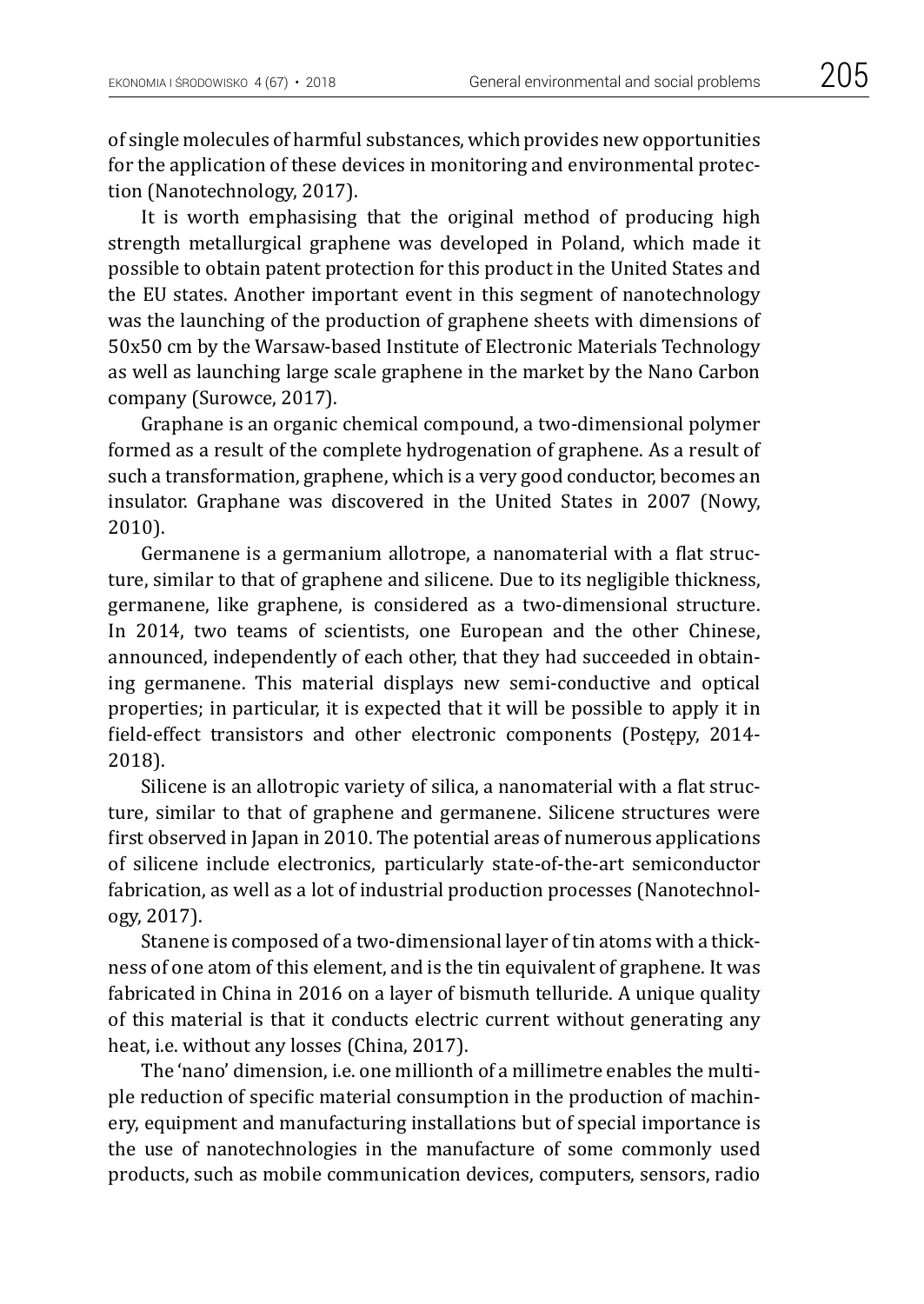of single molecules of harmful substances, which provides new opportunities for the application of these devices in monitoring and environmental protection (Nanotechnology, 2017).

It is worth emphasising that the original method of producing high strength metallurgical graphene was developed in Poland, which made it possible to obtain patent protection for this product in the United States and the EU states. Another important event in this segment of nanotechnology was the launching of the production of graphene sheets with dimensions of 50x50 cm by the Warsaw-based Institute of Electronic Materials Technology as well as launching large scale graphene in the market by the Nano Carbon company (Surowce, 2017).

Graphane is an organic chemical compound, a two-dimensional polymer formed as a result of the complete hydrogenation of graphene. As a result of such a transformation, graphene, which is a very good conductor, becomes an insulator. Graphane was discovered in the United States in 2007 (Nowy, 2010).

Germanene is a germanium allotrope, a nanomaterial with a flat structure, similar to that of graphene and silicene. Due to its negligible thickness, germanene, like graphene, is considered as a two-dimensional structure. In 2014, two teams of scientists, one European and the other Chinese, announced, independently of each other, that they had succeeded in obtaining germanene. This material displays new semi-conductive and optical properties; in particular, it is expected that it will be possible to apply it in field-effect transistors and other electronic components (Postępy, 2014-2018).

Silicene is an allotropic variety of silica, a nanomaterial with a flat structure, similar to that of graphene and germanene. Silicene structures were first observed in Japan in 2010. The potential areas of numerous applications of silicene include electronics, particularly state-of-the-art semiconductor fabrication, as well as a lot of industrial production processes (Nanotechnology, 2017).

Stanene is composed of a two-dimensional layer of tin atoms with a thickness of one atom of this element, and is the tin equivalent of graphene. It was fabricated in China in 2016 on a layer of bismuth telluride. A unique quality of this material is that it conducts electric current without generating any heat, i.e. without any losses (China, 2017).

The 'nano' dimension, i.e. one millionth of a millimetre enables the multiple reduction of specific material consumption in the production of machinery, equipment and manufacturing installations but of special importance is the use of nanotechnologies in the manufacture of some commonly used products, such as mobile communication devices, computers, sensors, radio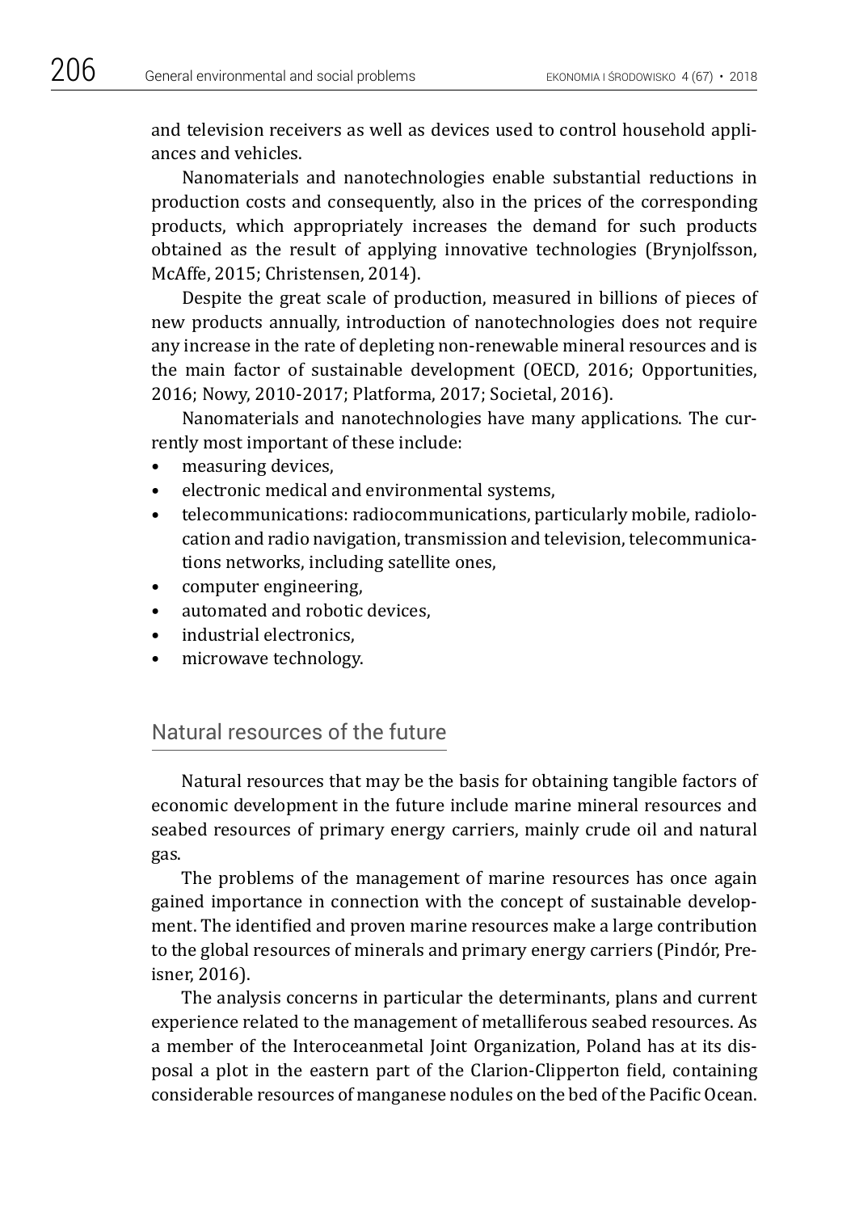and television receivers as well as devices used to control household appliances and vehicles.

Nanomaterials and nanotechnologies enable substantial reductions in production costs and consequently, also in the prices of the corresponding products, which appropriately increases the demand for such products obtained as the result of applying innovative technologies (Brynjolfsson, McAffe, 2015; Christensen, 2014).

Despite the great scale of production, measured in billions of pieces of new products annually, introduction of nanotechnologies does not require any increase in the rate of depleting non-renewable mineral resources and is the main factor of sustainable development (OECD, 2016; Opportunities, 2016; Nowy, 2010-2017; Platforma, 2017; Societal, 2016).

Nanomaterials and nanotechnologies have many applications. The currently most important of these include:

- measuring devices,
- electronic medical and environmental systems,
- telecommunications: radiocommunications, particularly mobile, radiolocation and radio navigation, transmission and television, telecommunications networks, including satellite ones,
- computer engineering,
- automated and robotic devices,
- industrial electronics,
- microwave technology.

## Natural resources of the future

Natural resources that may be the basis for obtaining tangible factors of economic development in the future include marine mineral resources and seabed resources of primary energy carriers, mainly crude oil and natural gas.

The problems of the management of marine resources has once again gained importance in connection with the concept of sustainable development. The identified and proven marine resources make a large contribution to the global resources of minerals and primary energy carriers (Pindór, Preisner, 2016).

The analysis concerns in particular the determinants, plans and current experience related to the management of metalliferous seabed resources. As a member of the Interoceanmetal Joint Organization, Poland has at its disposal a plot in the eastern part of the Clarion-Clipperton field, containing considerable resources of manganese nodules on the bed of the Pacific Ocean.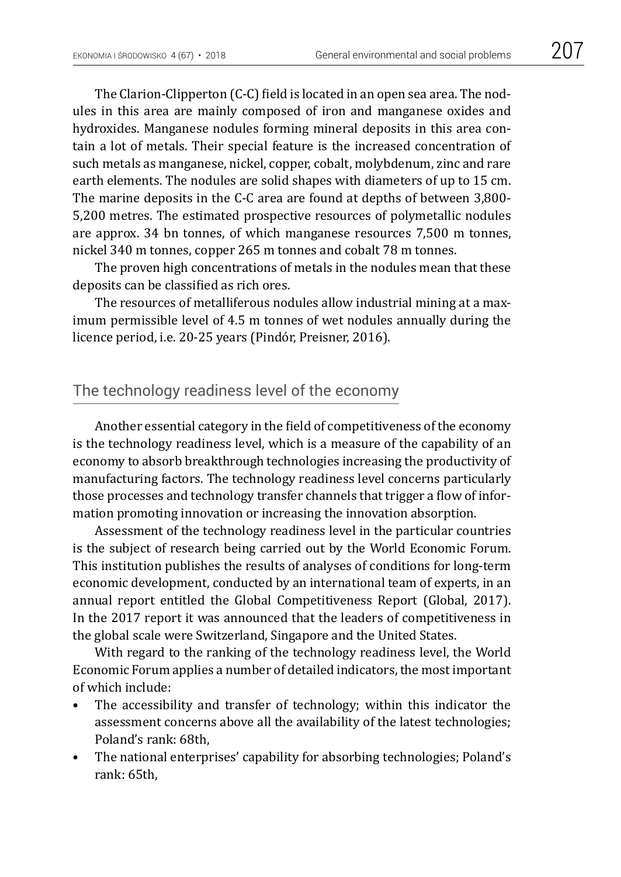The Clarion-Clipperton (C-C) field is located in an open sea area. The nodules in this area are mainly composed of iron and manganese oxides and hydroxides. Manganese nodules forming mineral deposits in this area contain a lot of metals. Their special feature is the increased concentration of such metals as manganese, nickel, copper, cobalt, molybdenum, zinc and rare earth elements. The nodules are solid shapes with diameters of up to 15 cm. The marine deposits in the C-C area are found at depths of between 3,800-5,200 metres. The estimated prospective resources of polymetallic nodules are approx. 34 bn tonnes, of which manganese resources 7,500 m tonnes, nickel 340 m tonnes, copper 265 m tonnes and cobalt 78 m tonnes.

The proven high concentrations of metals in the nodules mean that these deposits can be classified as rich ores.

The resources of metalliferous nodules allow industrial mining at a maximum permissible level of 4.5 m tonnes of wet nodules annually during the licence period, i.e. 20-25 years (Pindór, Preisner, 2016).

## The technology readiness level of the economy

Another essential category in the field of competitiveness of the economy is the technology readiness level, which is a measure of the capability of an economy to absorb breakthrough technologies increasing the productivity of manufacturing factors. The technology readiness level concerns particularly those processes and technology transfer channels that trigger a flow of information promoting innovation or increasing the innovation absorption.

Assessment of the technology readiness level in the particular countries is the subject of research being carried out by the World Economic Forum. This institution publishes the results of analyses of conditions for long-term economic development, conducted by an international team of experts, in an annual report entitled the Global Competitiveness Report (Global, 2017). In the 2017 report it was announced that the leaders of competitiveness in the global scale were Switzerland, Singapore and the United States.

With regard to the ranking of the technology readiness level, the World Economic Forum applies a number of detailed indicators, the most important of which include:

- The accessibility and transfer of technology; within this indicator the assessment concerns above all the availability of the latest technologies; Poland's rank: 68th,
- The national enterprises' capability for absorbing technologies; Poland's rank: 65th,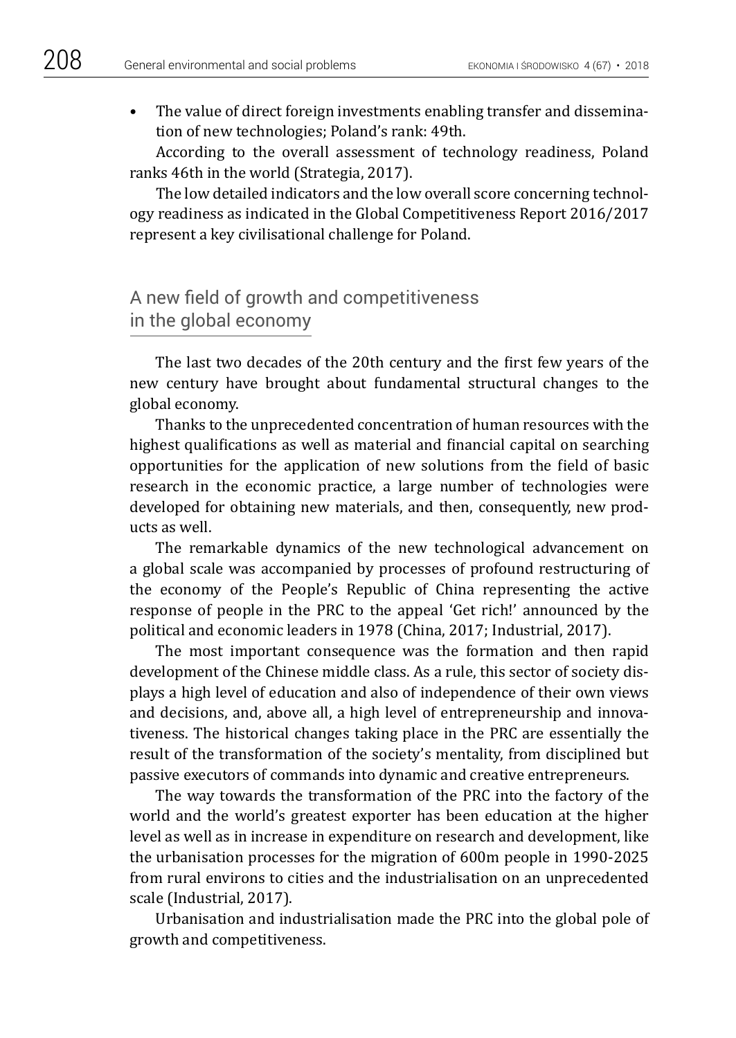- The value of direct foreign investments enabling transfer and dissemination of new technologies; Poland's rank: 49th.

According to the overall assessment of technology readiness, Poland ranks 46th in the world (Strategia, 2017).

The low detailed indicators and the low overall score concerning technology readiness as indicated in the Global Competitiveness Report 2016/2017 represent a key civilisational challenge for Poland.

## A new field of growth and competitiveness in the global economy

The last two decades of the 20th century and the first few years of the new century have brought about fundamental structural changes to the global economy.

Thanks to the unprecedented concentration of human resources with the highest qualifications as well as material and financial capital on searching opportunities for the application of new solutions from the field of basic research in the economic practice, a large number of technologies were developed for obtaining new materials, and then, consequently, new products as well.

The remarkable dynamics of the new technological advancement on a global scale was accompanied by processes of profound restructuring of the economy of the People's Republic of China representing the active response of people in the PRC to the appeal 'Get rich!' announced by the political and economic leaders in 1978 (China, 2017; Industrial, 2017).

The most important consequence was the formation and then rapid development of the Chinese middle class. As a rule, this sector of society displays a high level of education and also of independence of their own views and decisions, and, above all, a high level of entrepreneurship and innovativeness. The historical changes taking place in the PRC are essentially the result of the transformation of the society's mentality, from disciplined but passive executors of commands into dynamic and creative entrepreneurs.

The way towards the transformation of the PRC into the factory of the world and the world's greatest exporter has been education at the higher level as well as in increase in expenditure on research and development, like the urbanisation processes for the migration of 600m people in 1990-2025 from rural environs to cities and the industrialisation on an unprecedented scale (Industrial, 2017).

Urbanisation and industrialisation made the PRC into the global pole of growth and competitiveness.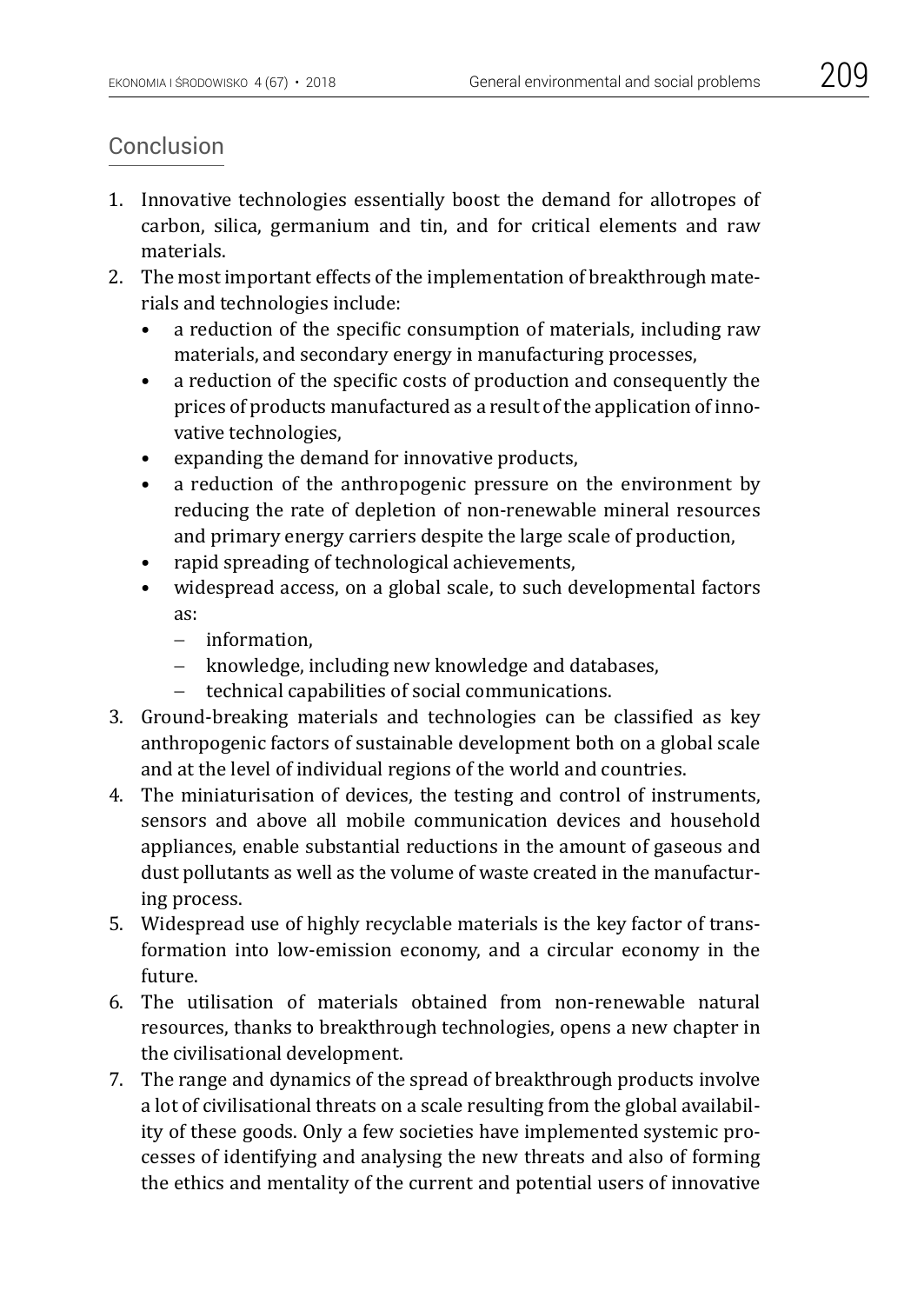## Conclusion

1. Innovative technologies essentially boost the demand for allotropes of carbon, silica, germanium and tin, and for critical elements and raw materials.
2. The most important effects of the implementation of breakthrough materials and technologies include:
   - a reduction of the specific consumption of materials, including raw materials, and secondary energy in manufacturing processes,
   - a reduction of the specific costs of production and consequently the prices of products manufactured as a result of the application of innovative technologies,
   - expanding the demand for innovative products,
   - a reduction of the anthropogenic pressure on the environment by reducing the rate of depletion of non-renewable mineral resources and primary energy carriers despite the large scale of production,
   - rapid spreading of technological achievements,
   - widespread access, on a global scale, to such developmental factors as:
     - information,
     - knowledge, including new knowledge and databases,
     - technical capabilities of social communications.
3. Ground-breaking materials and technologies can be classified as key anthropogenic factors of sustainable development both on a global scale and at the level of individual regions of the world and countries.
4. The miniaturisation of devices, the testing and control of instruments, sensors and above all mobile communication devices and household appliances, enable substantial reductions in the amount of gaseous and dust pollutants as well as the volume of waste created in the manufacturing process.
5. Widespread use of highly recyclable materials is the key factor of transformation into low-emission economy, and a circular economy in the future.
6. The utilisation of materials obtained from non-renewable natural resources, thanks to breakthrough technologies, opens a new chapter in the civilisational development.
7. The range and dynamics of the spread of breakthrough products involve a lot of civilisational threats on a scale resulting from the global availability of these goods. Only a few societies have implemented systemic processes of identifying and analysing the new threats and also of forming the ethics and mentality of the current and potential users of innovative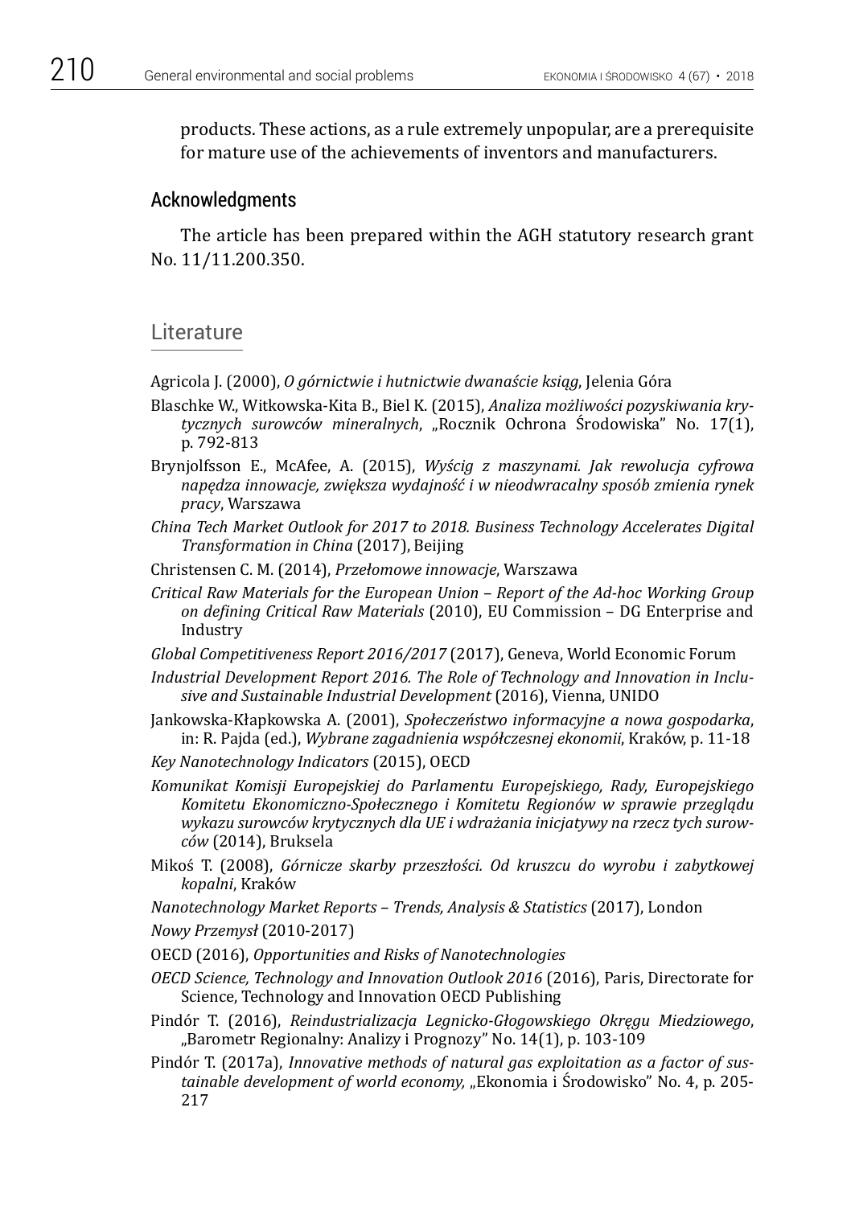products. These actions, as a rule extremely unpopular, are a prerequisite for mature use of the achievements of inventors and manufacturers.

## Acknowledgments

The article has been prepared within the AGH statutory research grant No. 11/11.200.350.

## Literature

Agricola J. (2000), *O górnictwie i hutnictwie dwanaście ksiąg*, Jelenia Góra

Blaschke W., Witkowska-Kita B., Biel K. (2015), *Analiza możliwości pozyskiwania krytycznych surowców mineralnych*, „Rocznik Ochrona Środowiska" No. 17(1), p. 792-813

Brynjolfsson E., McAfee, A. (2015), *Wyścig z maszynami. Jak rewolucja cyfrowa napędza innowacje, zwiększa wydajność i w nieodwracalny sposób zmienia rynek pracy*, Warszawa

*China Tech Market Outlook for 2017 to 2018. Business Technology Accelerates Digital Transformation in China* (2017), Beijing

Christensen C. M. (2014), *Przełomowe innowacje*, Warszawa

*Critical Raw Materials for the European Union – Report of the Ad-hoc Working Group on defining Critical Raw Materials* (2010), EU Commission – DG Enterprise and Industry

*Global Competitiveness Report 2016/2017* (2017), Geneva, World Economic Forum

*Industrial Development Report 2016. The Role of Technology and Innovation in Inclusive and Sustainable Industrial Development* (2016), Vienna, UNIDO

Jankowska-Kłapkowska A. (2001), *Społeczeństwo informacyjne a nowa gospodarka*, in: R. Pajda (ed.), *Wybrane zagadnienia współczesnej ekonomii*, Kraków, p. 11-18

*Key Nanotechnology Indicators* (2015), OECD

*Komunikat Komisji Europejskiej do Parlamentu Europejskiego, Rady, Europejskiego Komitetu Ekonomiczno-Społecznego i Komitetu Regionów w sprawie przeglądu wykazu surowców krytycznych dla UE i wdrażania inicjatywy na rzecz tych surowców* (2014), Bruksela

Mikoś T. (2008), *Górnicze skarby przeszłości. Od kruszcu do wyrobu i zabytkowej kopalni*, Kraków

*Nanotechnology Market Reports – Trends, Analysis & Statistics* (2017), London

*Nowy Przemysł* (2010-2017)

OECD (2016), *Opportunities and Risks of Nanotechnologies*

*OECD Science, Technology and Innovation Outlook 2016* (2016), Paris, Directorate for Science, Technology and Innovation OECD Publishing

Pindór T. (2016), *Reindustrializacja Legnicko-Głogowskiego Okręgu Miedziowego*, „Barometr Regionalny: Analizy i Prognozy" No. 14(1), p. 103-109

Pindór T. (2017a), *Innovative methods of natural gas exploitation as a factor of sustainable development of world economy,* „Ekonomia i Środowisko" No. 4, p. 205-217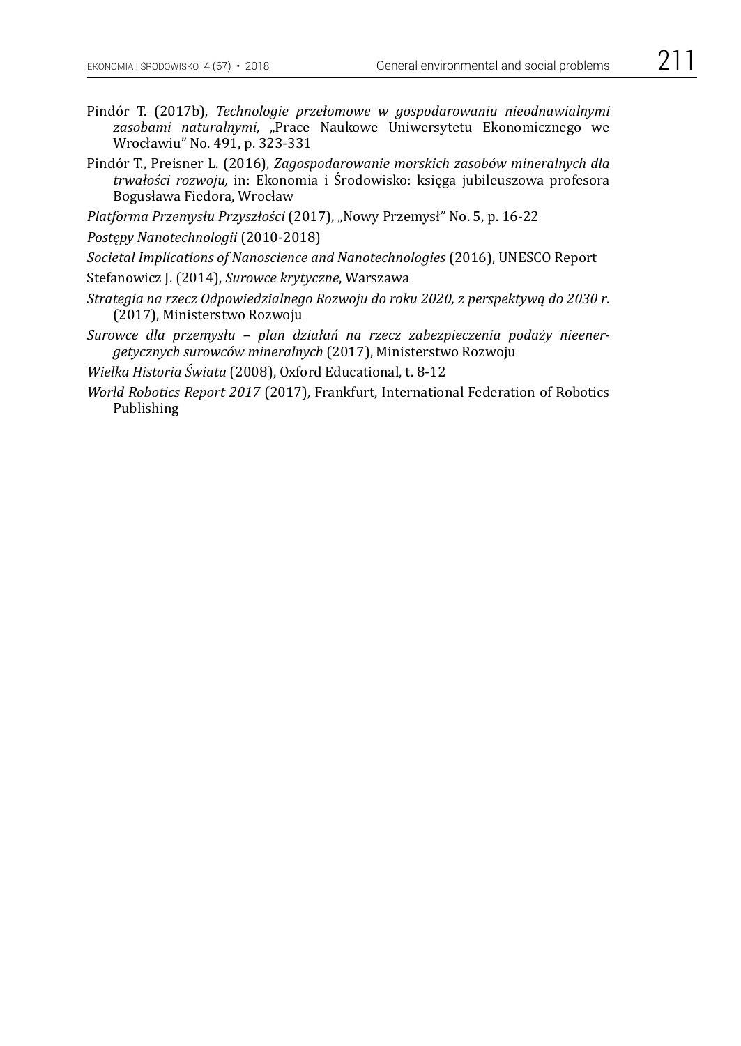Pindór T. (2017b), *Technologie przełomowe w gospodarowaniu nieodnawialnymi zasobami naturalnymi*, „Prace Naukowe Uniwersytetu Ekonomicznego we Wrocławiu" No. 491, p. 323-331

Pindór T., Preisner L. (2016), *Zagospodarowanie morskich zasobów mineralnych dla trwałości rozwoju,* in: Ekonomia i Środowisko: księga jubileuszowa profesora Bogusława Fiedora, Wrocław

*Platforma Przemysłu Przyszłości* (2017), „Nowy Przemysł" No. 5, p. 16-22

*Postępy Nanotechnologii* (2010-2018)

*Societal Implications of Nanoscience and Nanotechnologies* (2016), UNESCO Report

Stefanowicz J. (2014), *Surowce krytyczne*, Warszawa

*Strategia na rzecz Odpowiedzialnego Rozwoju do roku 2020, z perspektywą do 2030 r*. (2017), Ministerstwo Rozwoju

*Surowce dla przemysłu – plan działań na rzecz zabezpieczenia podaży nieenergetycznych surowców mineralnych* (2017), Ministerstwo Rozwoju

*Wielka Historia Świata* (2008), Oxford Educational, t. 8-12

*World Robotics Report 2017* (2017), Frankfurt, International Federation of Robotics Publishing